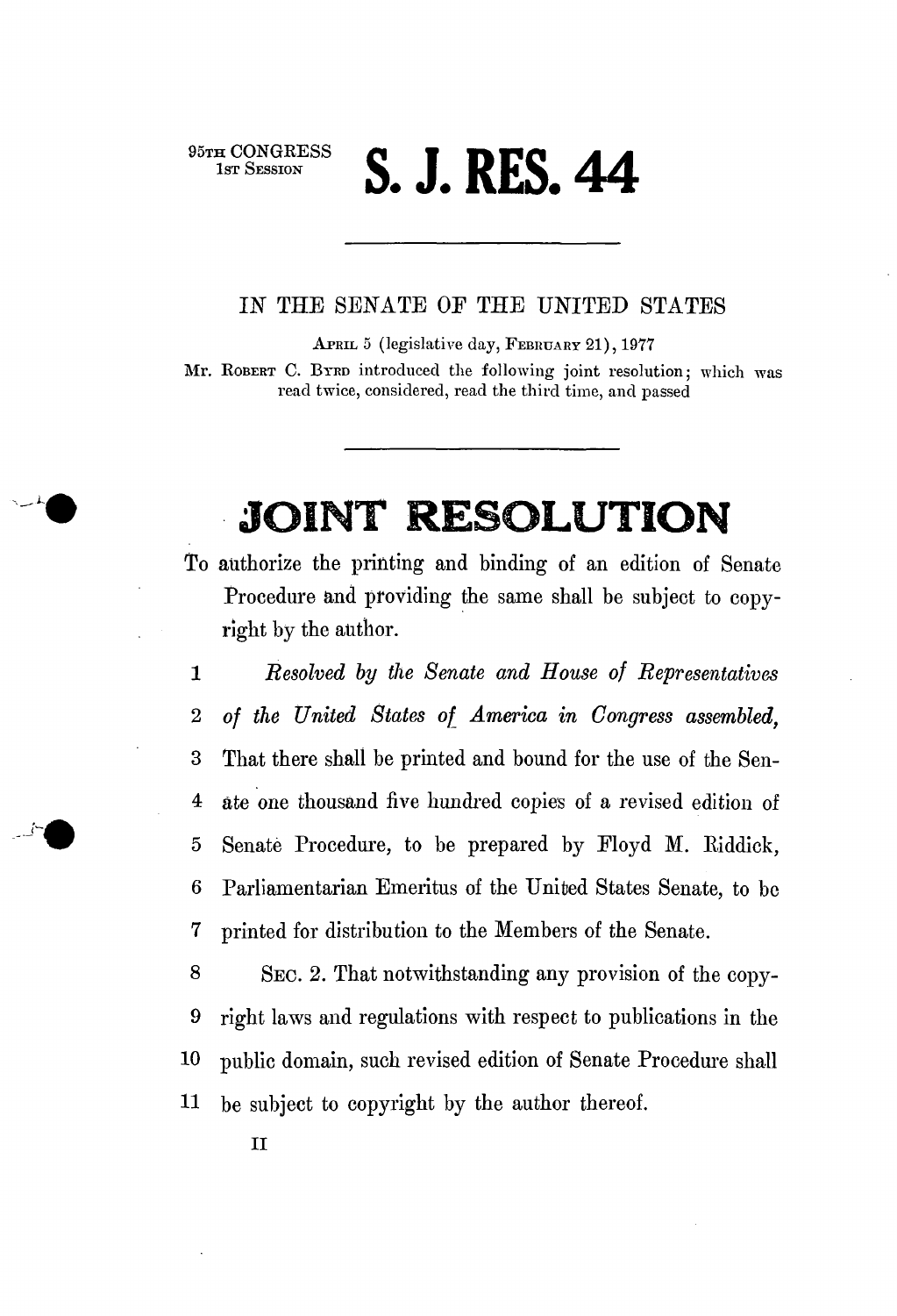95TH CONGRESS
1ST SESSION

# S. J. RES. 44

---

IN THE SENATE OF THE UNITED STATES

APRIL 5 (legislative day, FEBRUARY 21), 1977

Mr. ROBERT C. BYRD introduced the following joint resolution; which was read twice, considered, read the third time, and passed

---

# JOINT RESOLUTION

To authorize the printing and binding of an edition of Senate Procedure and providing the same shall be subject to copyright by the author.

1 *Resolved by the Senate and House of Representatives*
2 *of the United States of America in Congress assembled,*
3 That there shall be printed and bound for the use of the Sen-
4 ate one thousand five hundred copies of a revised edition of
5 Senate Procedure, to be prepared by Floyd M. Riddick,
6 Parliamentarian Emeritus of the United States Senate, to be
7 printed for distribution to the Members of the Senate.
8 SEC. 2. That notwithstanding any provision of the copy-
9 right laws and regulations with respect to publications in the
10 public domain, such revised edition of Senate Procedure shall
11 be subject to copyright by the author thereof.

II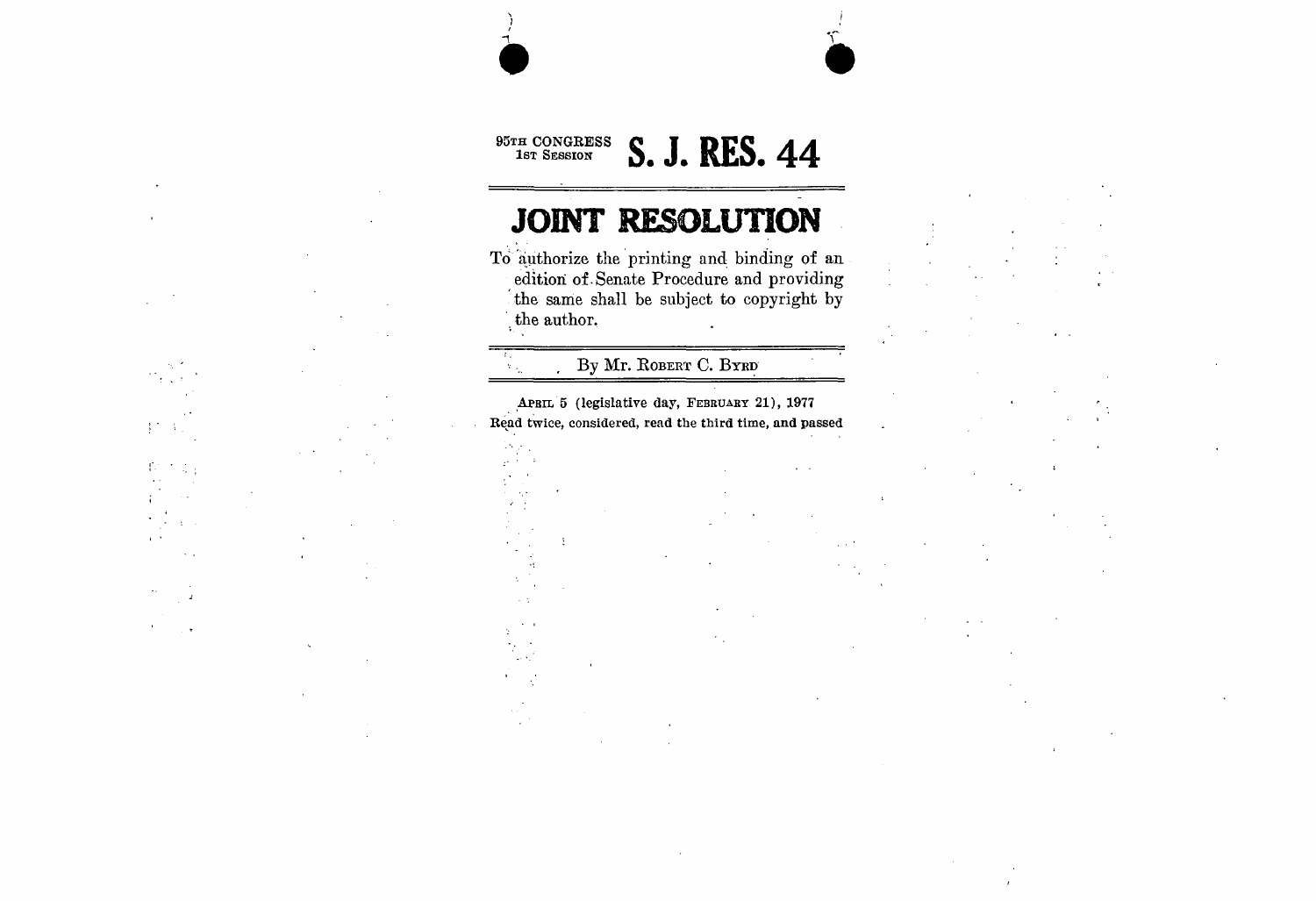95TH CONGRESS
1ST SESSION

# S. J. RES. 44

## JOINT RESOLUTION

To authorize the printing and binding of an edition of Senate Procedure and providing the same shall be subject to copyright by the author.

By Mr. ROBERT C. BYRD

APRIL 5 (legislative day, FEBRUARY 21), 1977

Read twice, considered, read the third time, and passed